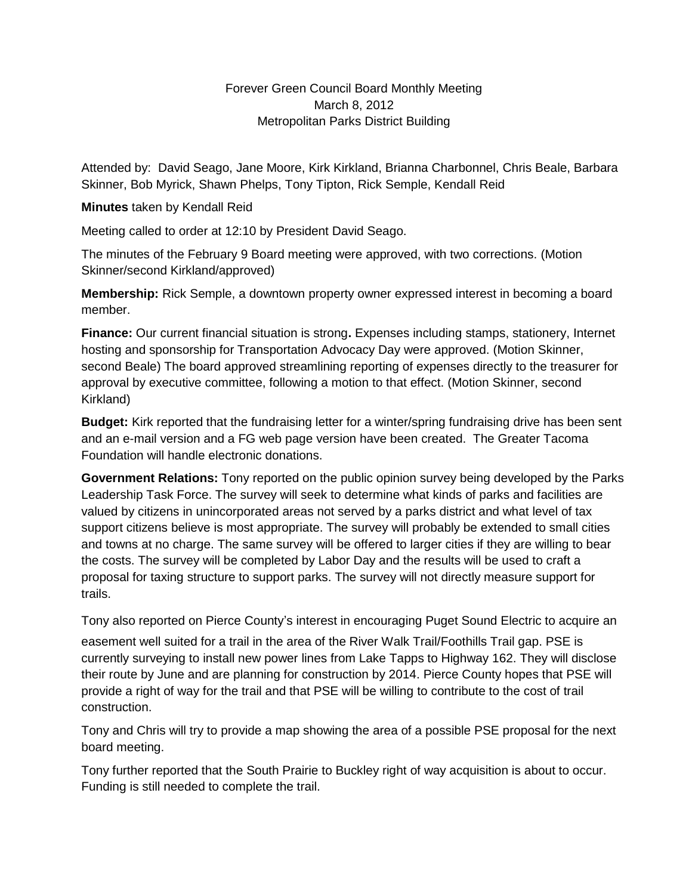# Forever Green Council Board Monthly Meeting
March 8, 2012
Metropolitan Parks District Building

Attended by: David Seago, Jane Moore, Kirk Kirkland, Brianna Charbonnel, Chris Beale, Barbara Skinner, Bob Myrick, Shawn Phelps, Tony Tipton, Rick Semple, Kendall Reid

**Minutes** taken by Kendall Reid

Meeting called to order at 12:10 by President David Seago.

The minutes of the February 9 Board meeting were approved, with two corrections. (Motion Skinner/second Kirkland/approved)

**Membership:** Rick Semple, a downtown property owner expressed interest in becoming a board member.

**Finance:** Our current financial situation is strong**.** Expenses including stamps, stationery, Internet hosting and sponsorship for Transportation Advocacy Day were approved. (Motion Skinner, second Beale) The board approved streamlining reporting of expenses directly to the treasurer for approval by executive committee, following a motion to that effect. (Motion Skinner, second Kirkland)

**Budget:** Kirk reported that the fundraising letter for a winter/spring fundraising drive has been sent and an e-mail version and a FG web page version have been created. The Greater Tacoma Foundation will handle electronic donations.

**Government Relations:** Tony reported on the public opinion survey being developed by the Parks Leadership Task Force. The survey will seek to determine what kinds of parks and facilities are valued by citizens in unincorporated areas not served by a parks district and what level of tax support citizens believe is most appropriate. The survey will probably be extended to small cities and towns at no charge. The same survey will be offered to larger cities if they are willing to bear the costs. The survey will be completed by Labor Day and the results will be used to craft a proposal for taxing structure to support parks. The survey will not directly measure support for trails.

Tony also reported on Pierce County's interest in encouraging Puget Sound Electric to acquire an easement well suited for a trail in the area of the River Walk Trail/Foothills Trail gap. PSE is currently surveying to install new power lines from Lake Tapps to Highway 162. They will disclose their route by June and are planning for construction by 2014. Pierce County hopes that PSE will provide a right of way for the trail and that PSE will be willing to contribute to the cost of trail construction.

Tony and Chris will try to provide a map showing the area of a possible PSE proposal for the next board meeting.

Tony further reported that the South Prairie to Buckley right of way acquisition is about to occur. Funding is still needed to complete the trail.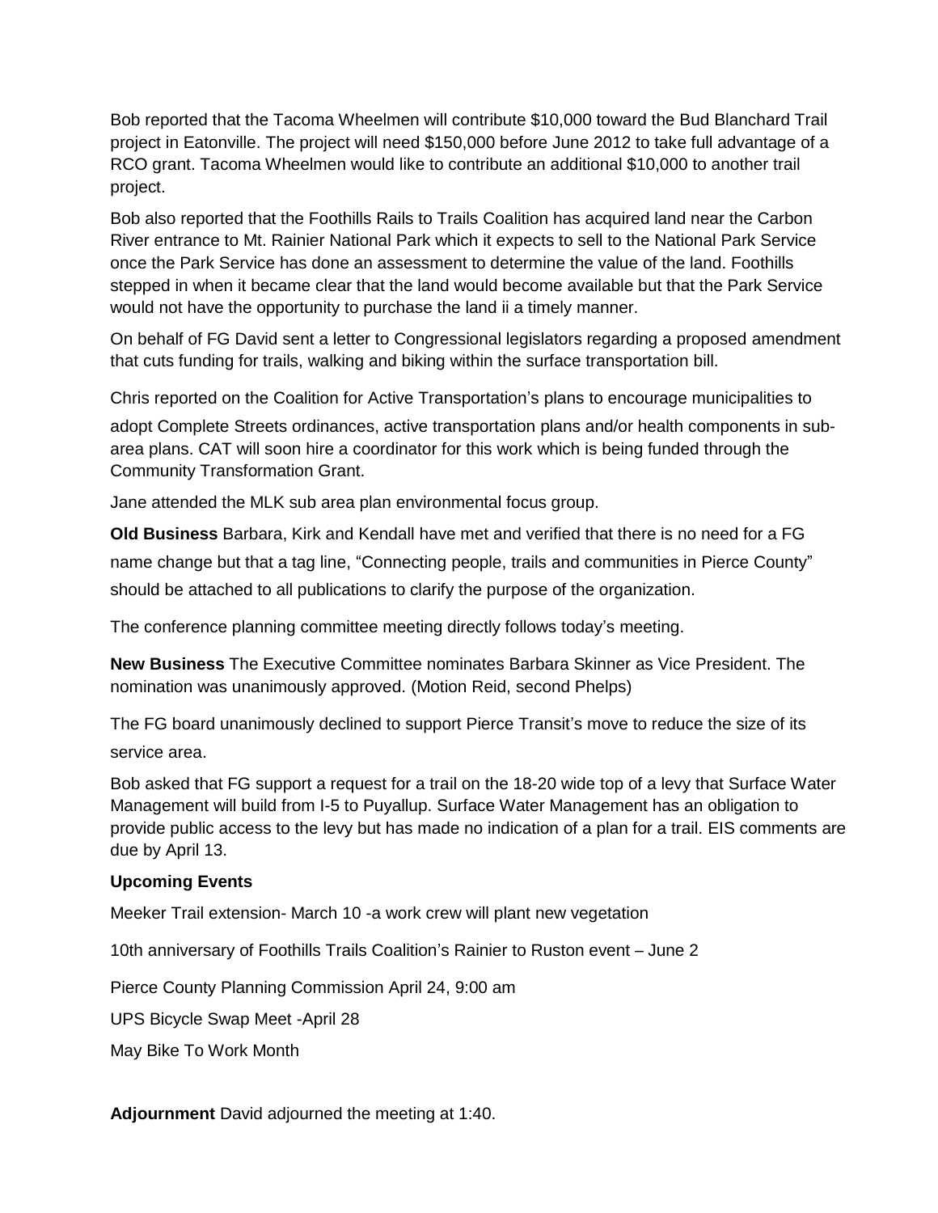Bob reported that the Tacoma Wheelmen will contribute $10,000 toward the Bud Blanchard Trail project in Eatonville. The project will need $150,000 before June 2012 to take full advantage of a RCO grant. Tacoma Wheelmen would like to contribute an additional $10,000 to another trail project.

Bob also reported that the Foothills Rails to Trails Coalition has acquired land near the Carbon River entrance to Mt. Rainier National Park which it expects to sell to the National Park Service once the Park Service has done an assessment to determine the value of the land. Foothills stepped in when it became clear that the land would become available but that the Park Service would not have the opportunity to purchase the land ii a timely manner.

On behalf of FG David sent a letter to Congressional legislators regarding a proposed amendment that cuts funding for trails, walking and biking within the surface transportation bill.

Chris reported on the Coalition for Active Transportation's plans to encourage municipalities to adopt Complete Streets ordinances, active transportation plans and/or health components in sub-area plans. CAT will soon hire a coordinator for this work which is being funded through the Community Transformation Grant.

Jane attended the MLK sub area plan environmental focus group.

**Old Business** Barbara, Kirk and Kendall have met and verified that there is no need for a FG name change but that a tag line, "Connecting people, trails and communities in Pierce County" should be attached to all publications to clarify the purpose of the organization.

The conference planning committee meeting directly follows today's meeting.

**New Business** The Executive Committee nominates Barbara Skinner as Vice President. The nomination was unanimously approved. (Motion Reid, second Phelps)

The FG board unanimously declined to support Pierce Transit's move to reduce the size of its service area.

Bob asked that FG support a request for a trail on the 18-20 wide top of a levy that Surface Water Management will build from I-5 to Puyallup. Surface Water Management has an obligation to provide public access to the levy but has made no indication of a plan for a trail. EIS comments are due by April 13.

**Upcoming Events**

Meeker Trail extension- March 10 -a work crew will plant new vegetation

10th anniversary of Foothills Trails Coalition's Rainier to Ruston event – June 2

Pierce County Planning Commission April 24, 9:00 am

UPS Bicycle Swap Meet -April 28

May Bike To Work Month

**Adjournment** David adjourned the meeting at 1:40.